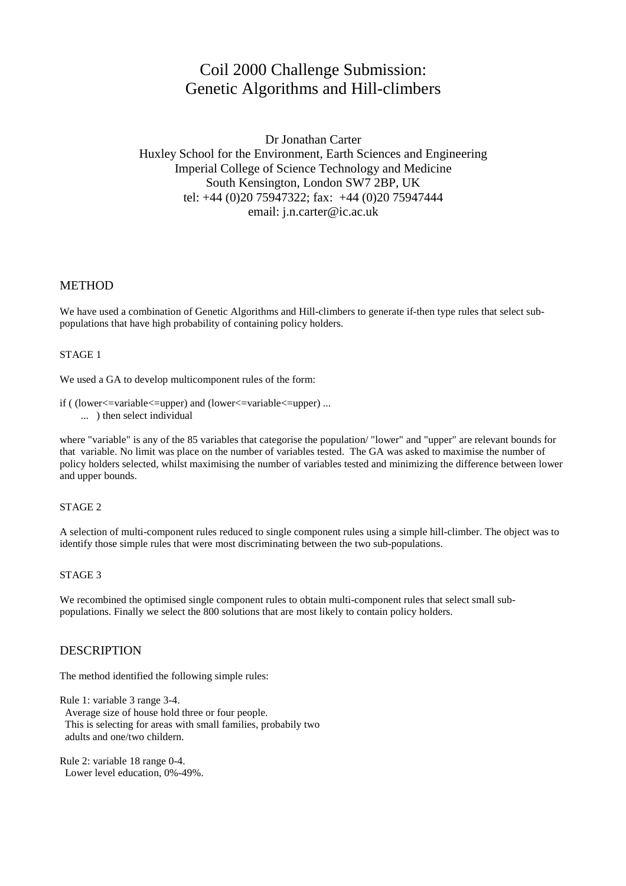# Coil 2000 Challenge Submission: Genetic Algorithms and Hill-climbers

Dr Jonathan Carter
Huxley School for the Environment, Earth Sciences and Engineering
Imperial College of Science Technology and Medicine
South Kensington, London SW7 2BP, UK
tel: +44 (0)20 75947322; fax: +44 (0)20 75947444
email: j.n.carter@ic.ac.uk

## METHOD

We have used a combination of Genetic Algorithms and Hill-climbers to generate if-then type rules that select sub-populations that have high probability of containing policy holders.

### STAGE 1

We used a GA to develop multicomponent rules of the form:

if ( (lower<=variable<=upper) and (lower<=variable<=upper) ...
... ) then select individual

where "variable" is any of the 85 variables that categorise the population/ "lower" and "upper" are relevant bounds for that variable. No limit was place on the number of variables tested. The GA was asked to maximise the number of policy holders selected, whilst maximising the number of variables tested and minimizing the difference between lower and upper bounds.

### STAGE 2

A selection of multi-component rules reduced to single component rules using a simple hill-climber. The object was to identify those simple rules that were most discriminating between the two sub-populations.

### STAGE 3

We recombined the optimised single component rules to obtain multi-component rules that select small sub-populations. Finally we select the 800 solutions that are most likely to contain policy holders.

## DESCRIPTION

The method identified the following simple rules:

Rule 1: variable 3 range 3-4.
Average size of house hold three or four people.
This is selecting for areas with small families, probabily two adults and one/two childern.

Rule 2: variable 18 range 0-4.
Lower level education, 0%-49%.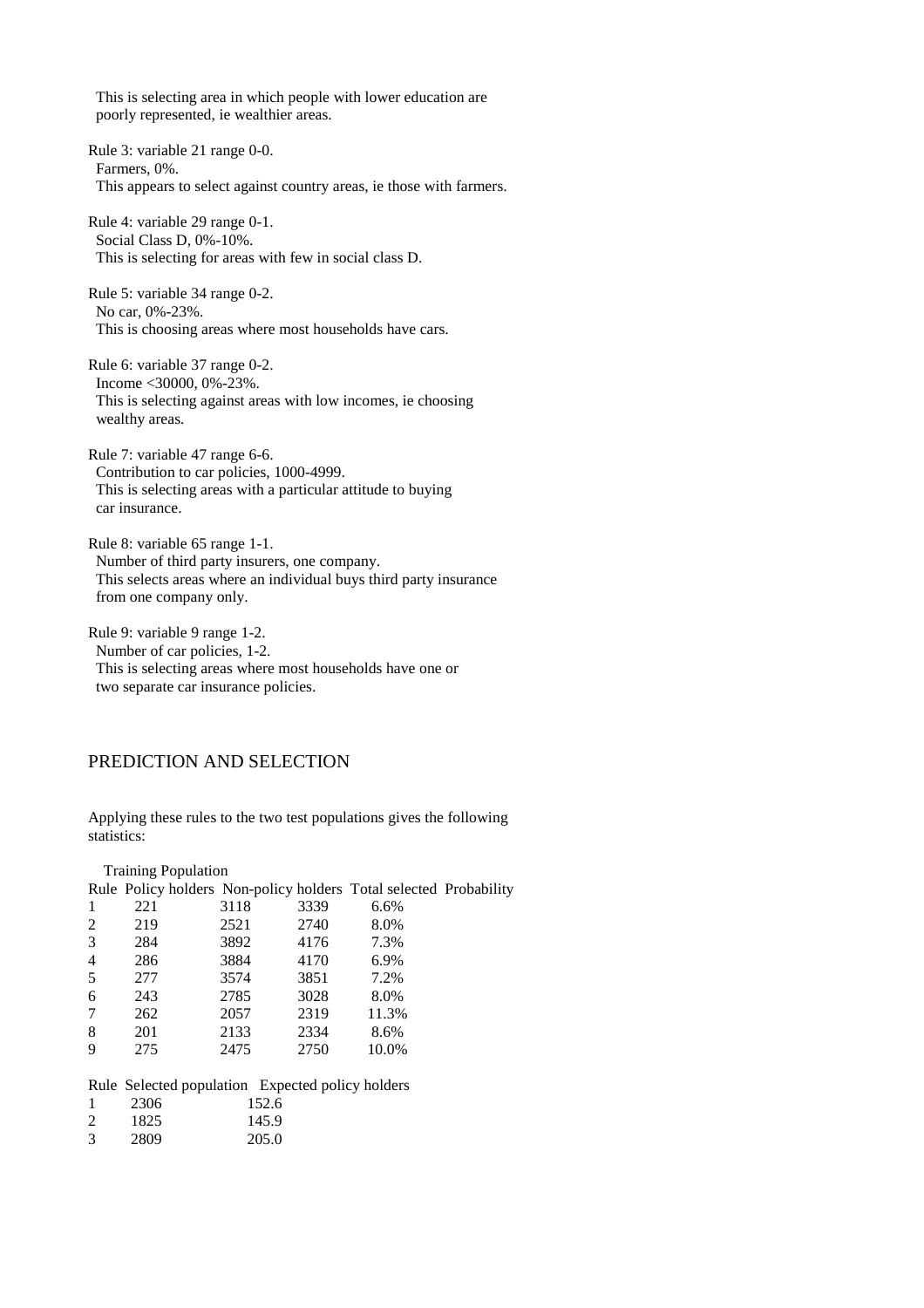This is selecting area in which people with lower education are poorly represented, ie wealthier areas.

Rule 3: variable 21 range 0-0.
Farmers, 0%.
This appears to select against country areas, ie those with farmers.

Rule 4: variable 29 range 0-1.
Social Class D, 0%-10%.
This is selecting for areas with few in social class D.

Rule 5: variable 34 range 0-2.
No car, 0%-23%.
This is choosing areas where most households have cars.

Rule 6: variable 37 range 0-2.
Income <30000, 0%-23%.
This is selecting against areas with low incomes, ie choosing wealthy areas.

Rule 7: variable 47 range 6-6.
Contribution to car policies, 1000-4999.
This is selecting areas with a particular attitude to buying car insurance.

Rule 8: variable 65 range 1-1.
Number of third party insurers, one company.
This selects areas where an individual buys third party insurance from one company only.

Rule 9: variable 9 range 1-2.
Number of car policies, 1-2.
This is selecting areas where most households have one or two separate car insurance policies.

## PREDICTION AND SELECTION

Applying these rules to the two test populations gives the following statistics:

Training Population

| Rule | Policy holders | Non-policy holders | Total selected | Probability |
|---|---|---|---|---|
| 1 | 221 | 3118 | 3339 | 6.6% |
| 2 | 219 | 2521 | 2740 | 8.0% |
| 3 | 284 | 3892 | 4176 | 7.3% |
| 4 | 286 | 3884 | 4170 | 6.9% |
| 5 | 277 | 3574 | 3851 | 7.2% |
| 6 | 243 | 2785 | 3028 | 8.0% |
| 7 | 262 | 2057 | 2319 | 11.3% |
| 8 | 201 | 2133 | 2334 | 8.6% |
| 9 | 275 | 2475 | 2750 | 10.0% |

| Rule | Selected population | Expected policy holders |
|---|---|---|
| 1 | 2306 | 152.6 |
| 2 | 1825 | 145.9 |
| 3 | 2809 | 205.0 |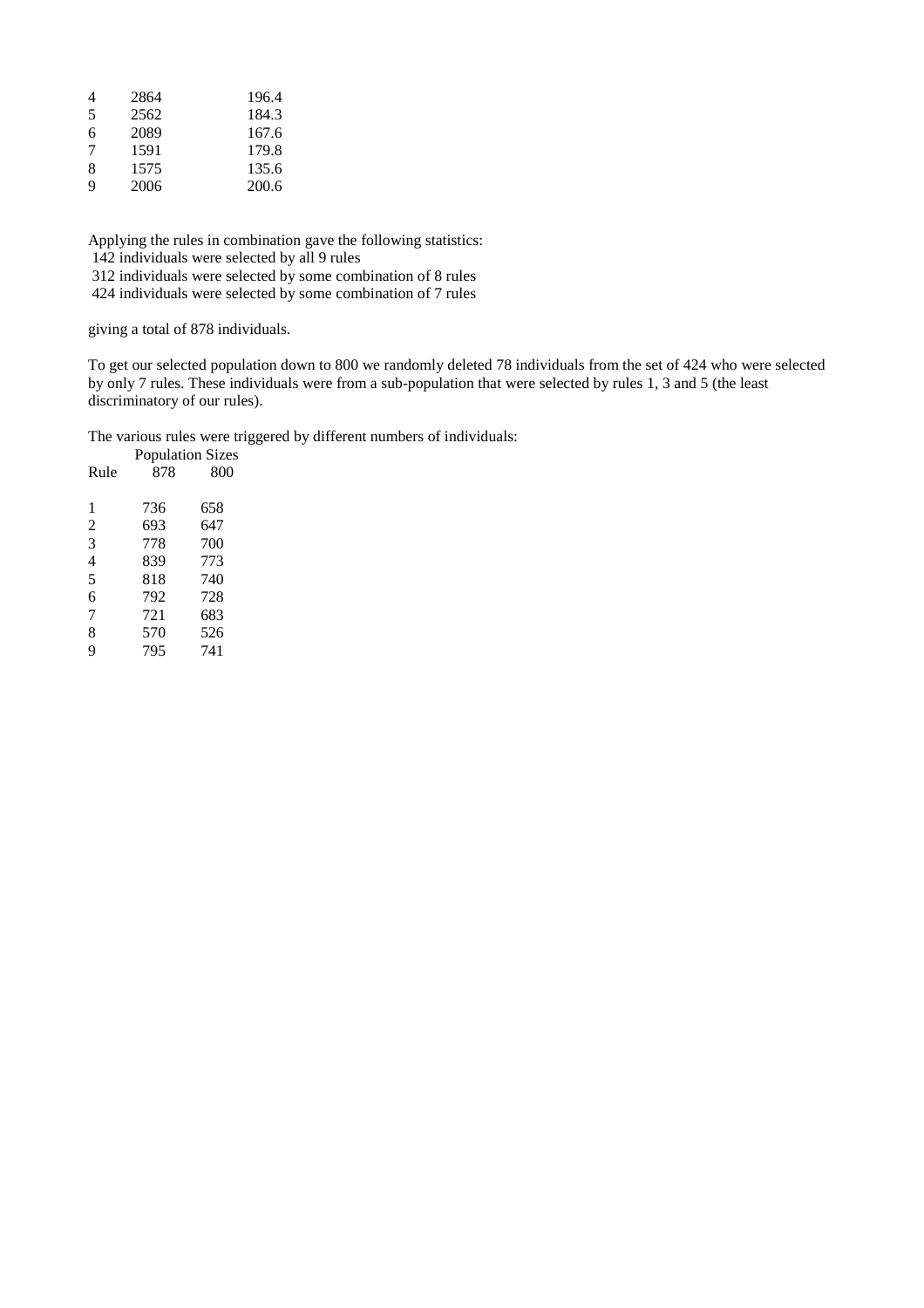| | | |
|---|---|---|
| 4 | 2864 | 196.4 |
| 5 | 2562 | 184.3 |
| 6 | 2089 | 167.6 |
| 7 | 1591 | 179.8 |
| 8 | 1575 | 135.6 |
| 9 | 2006 | 200.6 |

Applying the rules in combination gave the following statistics:
142 individuals were selected by all 9 rules
312 individuals were selected by some combination of 8 rules
424 individuals were selected by some combination of 7 rules

giving a total of 878 individuals.

To get our selected population down to 800 we randomly deleted 78 individuals from the set of 424 who were selected by only 7 rules. These individuals were from a sub-population that were selected by rules 1, 3 and 5 (the least discriminatory of our rules).

The various rules were triggered by different numbers of individuals:

| | Population Sizes | |
|---|---|---|
| Rule | 878 | 800 |
| 1 | 736 | 658 |
| 2 | 693 | 647 |
| 3 | 778 | 700 |
| 4 | 839 | 773 |
| 5 | 818 | 740 |
| 6 | 792 | 728 |
| 7 | 721 | 683 |
| 8 | 570 | 526 |
| 9 | 795 | 741 |